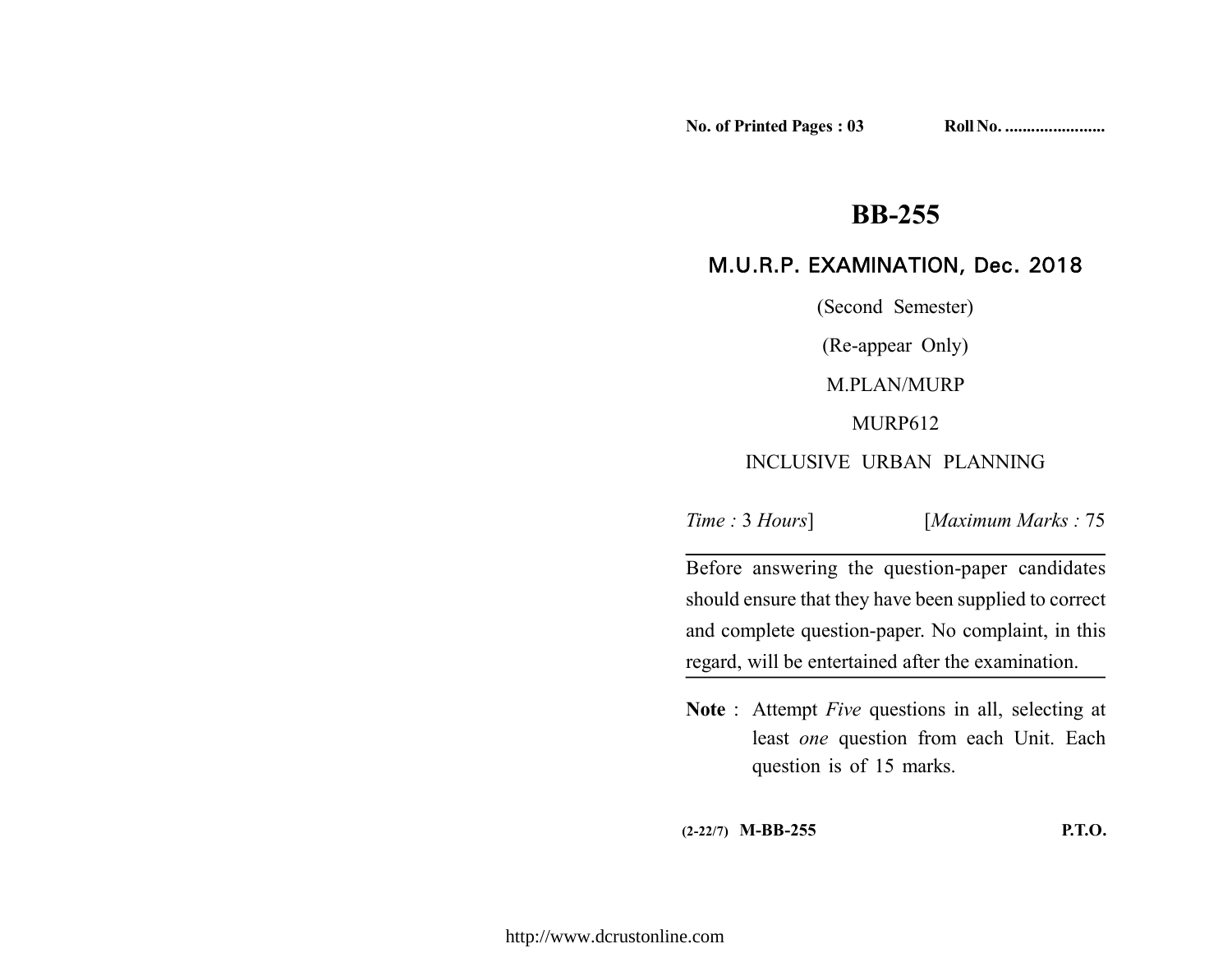**No. of Printed Pages : 03** **Roll No. .......................**

# BB-255

## M.U.R.P. EXAMINATION, Dec. 2018

(Second Semester)

(Re-appear Only)

M.PLAN/MURP

MURP612

INCLUSIVE URBAN PLANNING

*Time :* 3 *Hours*] [*Maximum Marks :* 75

---

Before answering the question-paper candidates should ensure that they have been supplied to correct and complete question-paper. No complaint, in this regard, will be entertained after the examination.

---

**Note** : Attempt *Five* questions in all, selecting at least *one* question from each Unit. Each question is of 15 marks.

**(2-22/7) M-BB-255** **P.T.O.**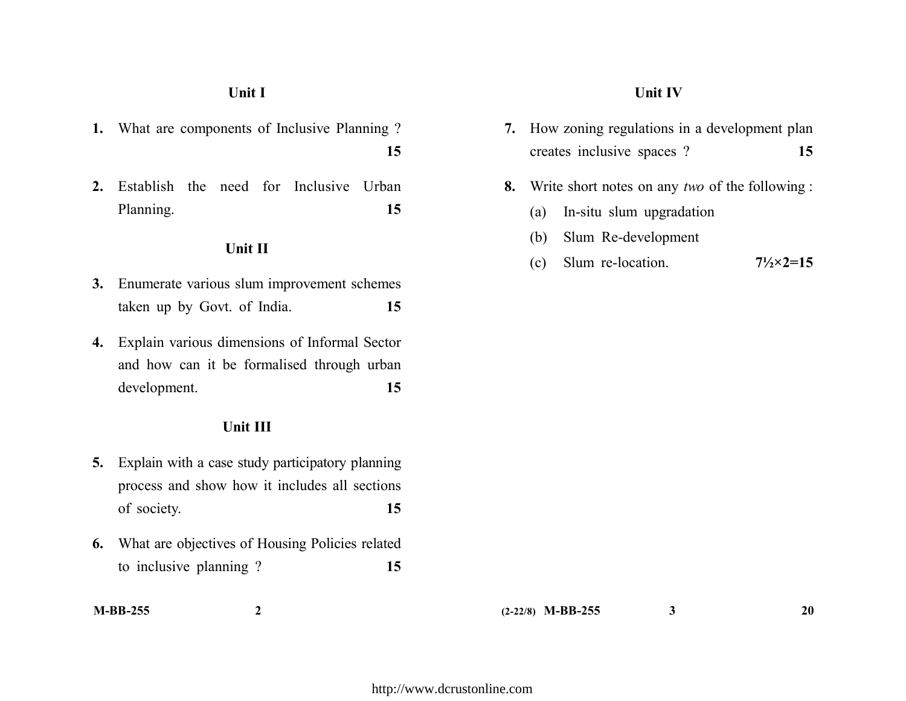## Unit I

**1.** What are components of Inclusive Planning ? **15**

**2.** Establish the need for Inclusive Urban Planning. **15**

## Unit II

**3.** Enumerate various slum improvement schemes taken up by Govt. of India. **15**

**4.** Explain various dimensions of Informal Sector and how can it be formalised through urban development. **15**

## Unit III

**5.** Explain with a case study participatory planning process and show how it includes all sections of society. **15**

**6.** What are objectives of Housing Policies related to inclusive planning ? **15**

## Unit IV

**7.** How zoning regulations in a development plan creates inclusive spaces ? **15**

**8.** Write short notes on any *two* of the following :

(a) In-situ slum upgradation

(b) Slum Re-development

(c) Slum re-location. **7½×2=15**